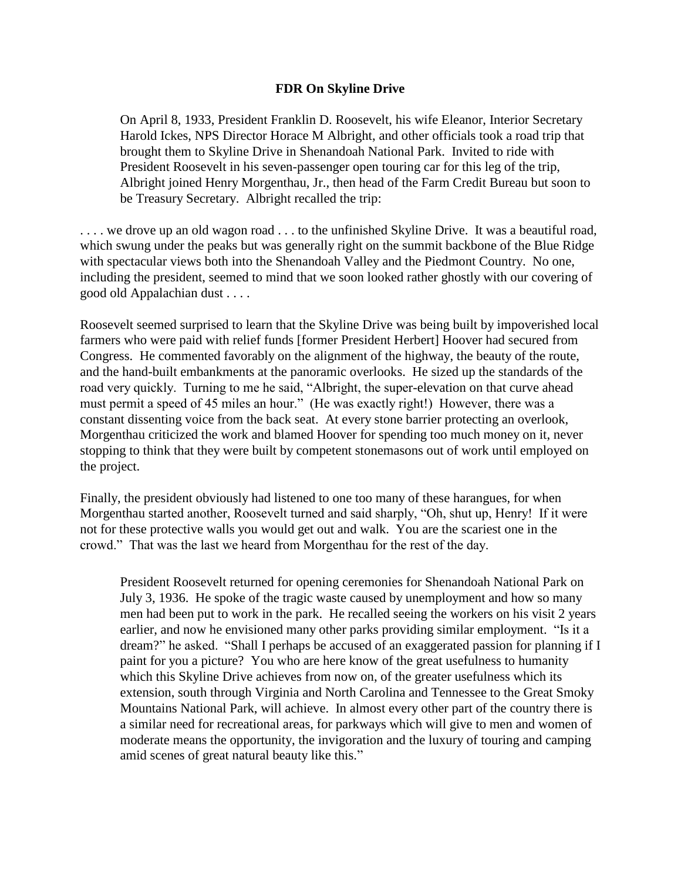# FDR On Skyline Drive

On April 8, 1933, President Franklin D. Roosevelt, his wife Eleanor, Interior Secretary Harold Ickes, NPS Director Horace M Albright, and other officials took a road trip that brought them to Skyline Drive in Shenandoah National Park. Invited to ride with President Roosevelt in his seven-passenger open touring car for this leg of the trip, Albright joined Henry Morgenthau, Jr., then head of the Farm Credit Bureau but soon to be Treasury Secretary. Albright recalled the trip:

. . . . we drove up an old wagon road . . . to the unfinished Skyline Drive. It was a beautiful road, which swung under the peaks but was generally right on the summit backbone of the Blue Ridge with spectacular views both into the Shenandoah Valley and the Piedmont Country. No one, including the president, seemed to mind that we soon looked rather ghostly with our covering of good old Appalachian dust . . . .

Roosevelt seemed surprised to learn that the Skyline Drive was being built by impoverished local farmers who were paid with relief funds [former President Herbert] Hoover had secured from Congress. He commented favorably on the alignment of the highway, the beauty of the route, and the hand-built embankments at the panoramic overlooks. He sized up the standards of the road very quickly. Turning to me he said, "Albright, the super-elevation on that curve ahead must permit a speed of 45 miles an hour." (He was exactly right!) However, there was a constant dissenting voice from the back seat. At every stone barrier protecting an overlook, Morgenthau criticized the work and blamed Hoover for spending too much money on it, never stopping to think that they were built by competent stonemasons out of work until employed on the project.

Finally, the president obviously had listened to one too many of these harangues, for when Morgenthau started another, Roosevelt turned and said sharply, "Oh, shut up, Henry! If it were not for these protective walls you would get out and walk. You are the scariest one in the crowd." That was the last we heard from Morgenthau for the rest of the day.

President Roosevelt returned for opening ceremonies for Shenandoah National Park on July 3, 1936. He spoke of the tragic waste caused by unemployment and how so many men had been put to work in the park. He recalled seeing the workers on his visit 2 years earlier, and now he envisioned many other parks providing similar employment. "Is it a dream?" he asked. "Shall I perhaps be accused of an exaggerated passion for planning if I paint for you a picture? You who are here know of the great usefulness to humanity which this Skyline Drive achieves from now on, of the greater usefulness which its extension, south through Virginia and North Carolina and Tennessee to the Great Smoky Mountains National Park, will achieve. In almost every other part of the country there is a similar need for recreational areas, for parkways which will give to men and women of moderate means the opportunity, the invigoration and the luxury of touring and camping amid scenes of great natural beauty like this."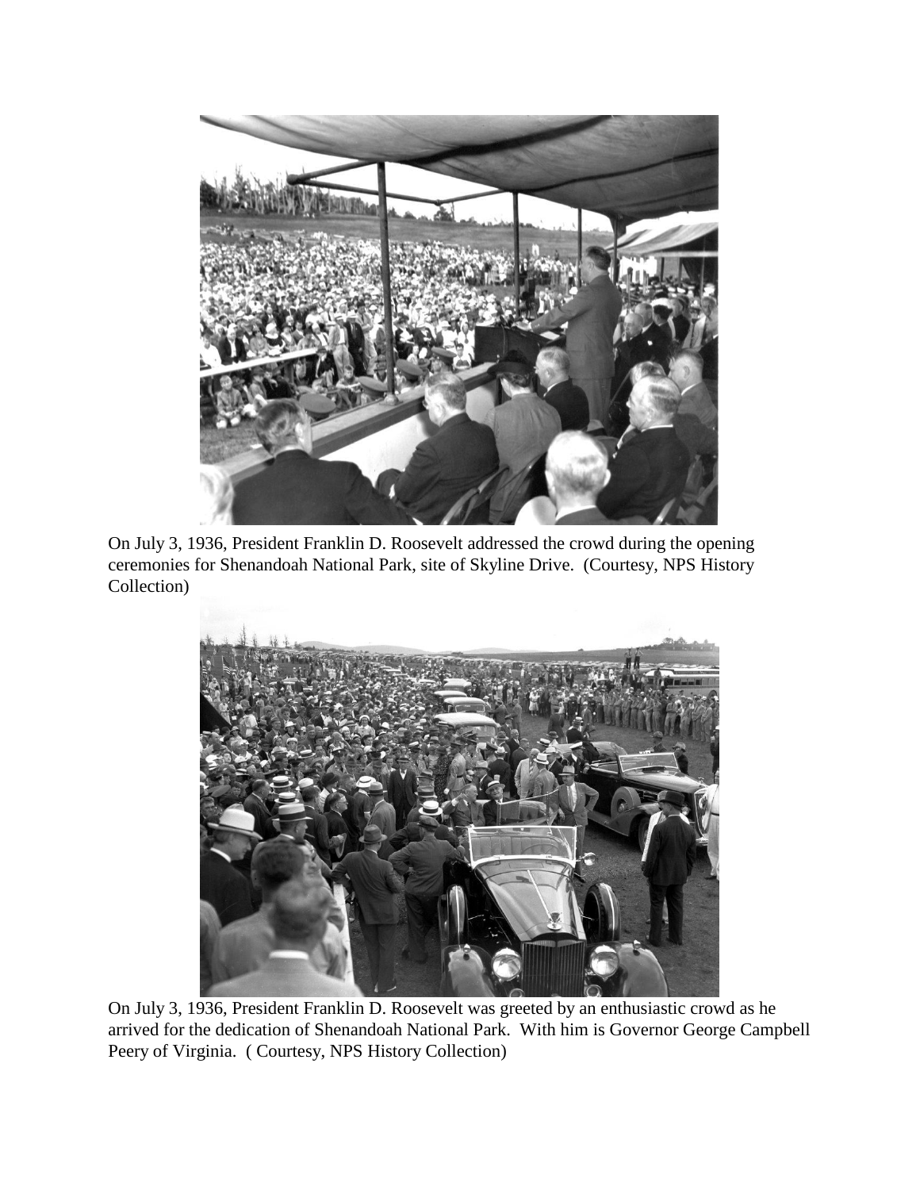On July 3, 1936, President Franklin D. Roosevelt addressed the crowd during the opening ceremonies for Shenandoah National Park, site of Skyline Drive. (Courtesy, NPS History Collection)

On July 3, 1936, President Franklin D. Roosevelt was greeted by an enthusiastic crowd as he arrived for the dedication of Shenandoah National Park. With him is Governor George Campbell Peery of Virginia. ( Courtesy, NPS History Collection)